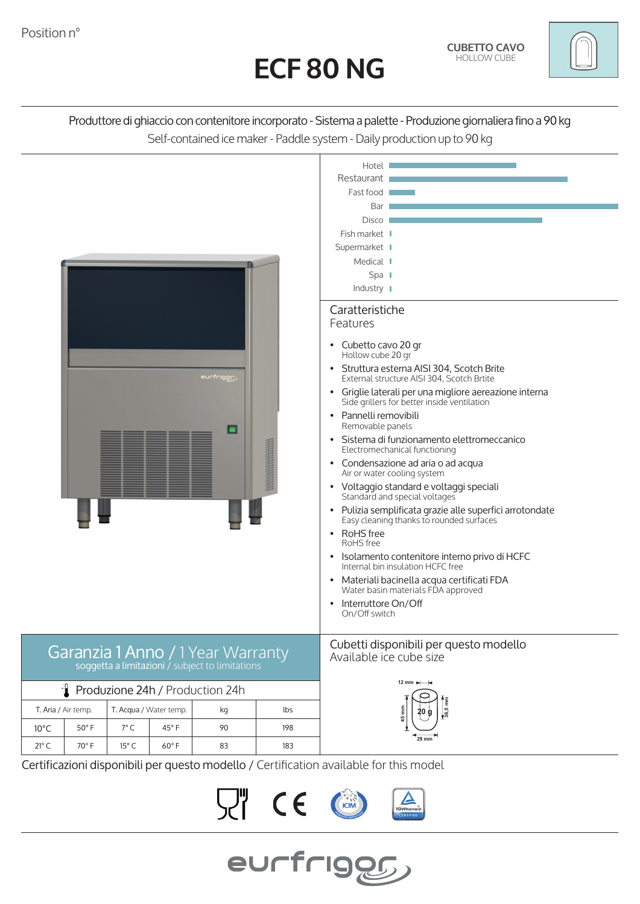Position n°

# ECF 80 NG

**CUBETTO CAVO**
HOLLOW CUBE

Produttore di ghiaccio con contenitore incorporato - Sistema a palette - Produzione giornaliera fino a 90 kg
Self-contained ice maker - Paddle system - Daily production up to 90 kg

Hotel
Restaurant
Fast food
Bar
Disco
Fish market
Supermarket
Medical
Spa
Industry

## Caratteristiche
Features

- Cubetto cavo 20 gr
  Hollow cube 20 gr
- Struttura esterna AISI 304, Scotch Brite
  External structure AISI 304, Scotch Brtite
- Griglie laterali per una migliore aereazione interna
  Side grillers for better inside ventilation
- Pannelli removibili
  Removable panels
- Sistema di funzionamento elettromeccanico
  Electromechanical functioning
- Condensazione ad aria o ad acqua
  Air or water cooling system
- Voltaggio standard e voltaggi speciali
  Standard and special voltages
- Pulizia semplificata grazie alle superfici arrotondate
  Easy cleaning thanks to rounded surfaces
- RoHS free
  RoHS free
- Isolamento contenitore interno privo di HCFC
  Internal bin insulation HCFC free
- Materiali bacinella acqua certificati FDA
  Water basin materials FDA approved
- Interruttore On/Off
  On/Off switch

## Garanzia 1 Anno / 1 Year Warranty
soggetta a limitazioni / subject to limitations

### Produzione 24h / Production 24h

| T. Aria / Air temp. | | T. Acqua / Water temp. | | kg | lbs |
|---|---|---|---|---|---|
| 10°C | 50° F | 7° C | 45° F | 90 | 198 |
| 21° C | 70° F | 15° C | 60° F | 83 | 183 |

## Cubetti disponibili per questo modello
Available ice cube size

12 mm, 45 mm, 36,5 mm, 29 mm, 20 g

## Certificazioni disponibili per questo modello / Certification available for this model

ICIM · TÜVRheinland CERTIFIED

eurfrigor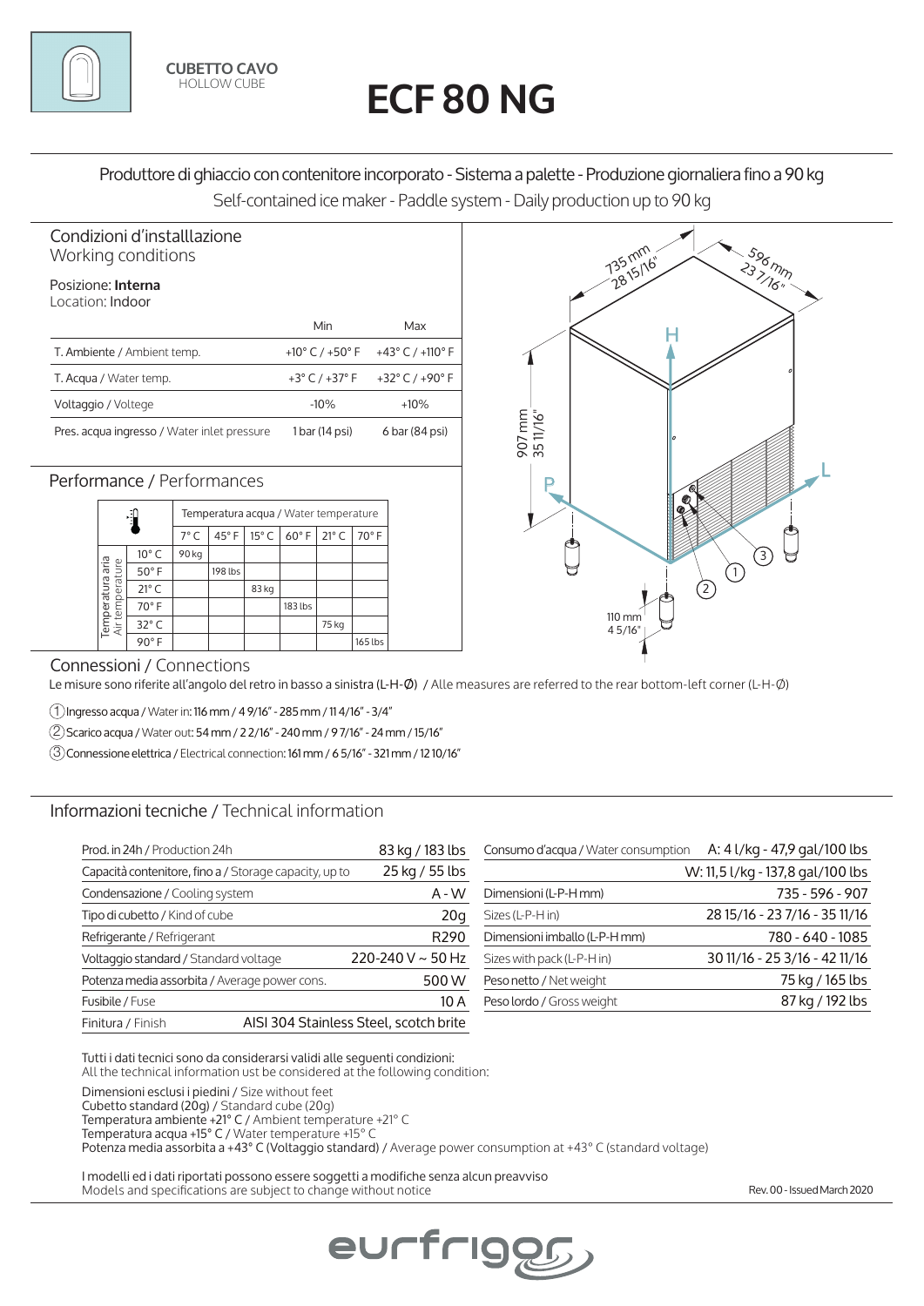**CUBETTO CAVO**
HOLLOW CUBE

# ECF 80 NG

Produttore di ghiaccio con contenitore incorporato - Sistema a palette - Produzione giornaliera fino a 90 kg
Self-contained ice maker - Paddle system - Daily production up to 90 kg

## Condizioni d'installlazione
Working conditions

Posizione: **Interna**
Location: Indoor

| | Min | Max |
|---|---|---|
| T. Ambiente / Ambient temp. | +10° C / +50° F | +43° C / +110° F |
| T. Acqua / Water temp. | +3° C / +37° F | +32° C / +90° F |
| Voltaggio / Voltege | -10% | +10% |
| Pres. acqua ingresso / Water inlet pressure | 1 bar (14 psi) | 6 bar (84 psi) |

## Performance / Performances

| Temperatura aria / Air temperature | Temperatura acqua / Water temperature 7° C | 45° F | 15° C | 60° F | 21° C | 70° F |
|---|---|---|---|---|---|---|
| 10° C | 90 kg | | | | | |
| 50° F | | 198 lbs | | | | |
| 21° C | | | 83 kg | | | |
| 70° F | | | | 183 lbs | | |
| 32° C | | | | | 75 kg | |
| 90° F | | | | | | 165 lbs |

735 mm
28 15/16"
596 mm
23 7/16"
907 mm
35 11/16"
110 mm
4 5/16"
H
L
P

## Connessioni / Connections

Le misure sono riferite all'angolo del retro in basso a sinistra (L-H-Ø) / Alle measures are referred to the rear bottom-left corner (L-H-Ø)

1. Ingresso acqua / Water in: 116 mm / 4 9/16" - 285 mm / 11 4/16" - 3/4"
2. Scarico acqua / Water out: 54 mm / 2 2/16" - 240 mm / 9 7/16" - 24 mm / 15/16"
3. Connessione elettrica / Electrical connection: 161 mm / 6 5/16" - 321 mm / 12 10/16"

## Informazioni tecniche / Technical information

| | |
|---|---|
| Prod. in 24h / Production 24h | 83 kg / 183 lbs |
| Capacità contenitore, fino a / Storage capacity, up to | 25 kg / 55 lbs |
| Condensazione / Cooling system | A - W |
| Tipo di cubetto / Kind of cube | 20g |
| Refrigerante / Refrigerant | R290 |
| Voltaggio standard / Standard voltage | 220-240 V ~ 50 Hz |
| Potenza media assorbita / Average power cons. | 500 W |
| Fusibile / Fuse | 10 A |
| Finitura / Finish | AISI 304 Stainless Steel, scotch brite |

| | |
|---|---|
| Consumo d'acqua / Water consumption | A: 4 l/kg - 47,9 gal/100 lbs |
| | W: 11,5 l/kg - 137,8 gal/100 lbs |
| Dimensioni (L-P-H mm) | 735 - 596 - 907 |
| Sizes (L-P-H in) | 28 15/16 - 23 7/16 - 35 11/16 |
| Dimensioni imballo (L-P-H mm) | 780 - 640 - 1085 |
| Sizes with pack (L-P-H in) | 30 11/16 - 25 3/16 - 42 11/16 |
| Peso netto / Net weight | 75 kg / 165 lbs |
| Peso lordo / Gross weight | 87 kg / 192 lbs |

Tutti i dati tecnici sono da considerarsi validi alle seguenti condizioni:
All the technical information ust be considered at the following condition:

Dimensioni esclusi i piedini / Size without feet
Cubetto standard (20g) / Standard cube (20g)
Temperatura ambiente +21° C / Ambient temperature +21° C
Temperatura acqua +15° C / Water temperature +15° C
Potenza media assorbita a +43° C (Voltaggio standard) / Average power consumption at +43° C (standard voltage)

I modelli ed i dati riportati possono essere soggetti a modifiche senza alcun preavviso
Models and specifications are subject to change without notice

Rev. 00 - Issued March 2020

eurfrigor